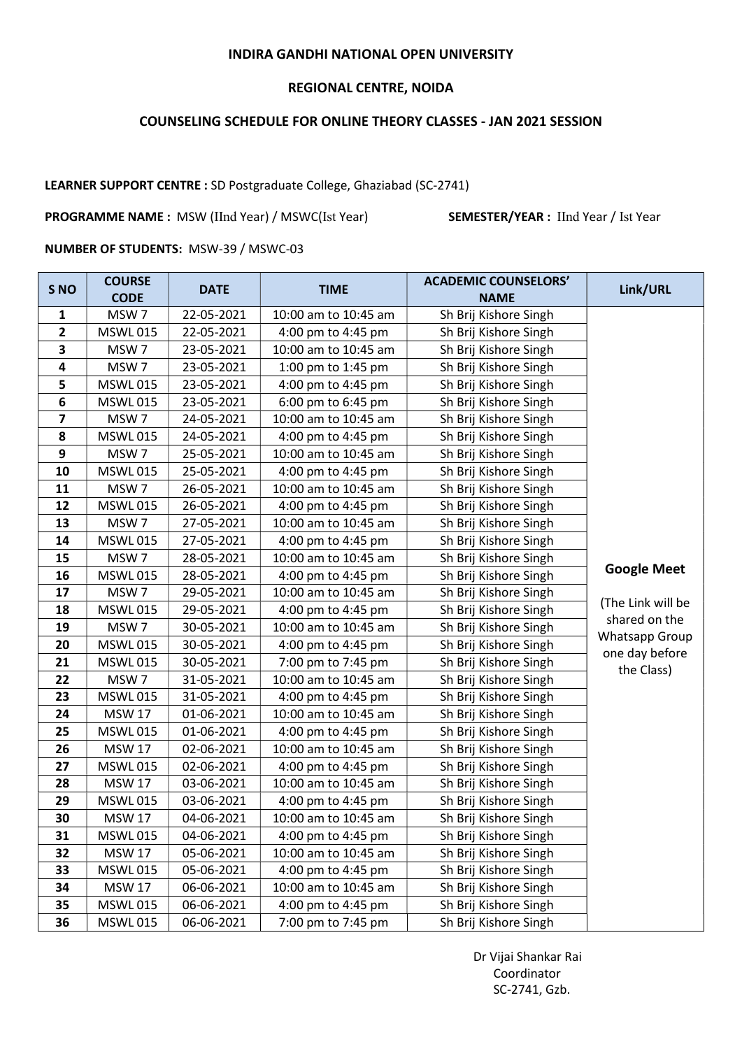# INDIRA GANDHI NATIONAL OPEN UNIVERSITY

## REGIONAL CENTRE, NOIDA

### COUNSELING SCHEDULE FOR ONLINE THEORY CLASSES - JAN 2021 SESSION

**LEARNER SUPPORT CENTRE :** SD Postgraduate College, Ghaziabad (SC-2741)

**PROGRAMME NAME :** MSW (IInd Year) / MSWC(Ist Year) **SEMESTER/YEAR :** IInd Year / Ist Year

**NUMBER OF STUDENTS:** MSW-39 / MSWC-03

| S NO | COURSE CODE | DATE | TIME | ACADEMIC COUNSELORS' NAME | Link/URL |
|---|---|---|---|---|---|
| 1 | MSW 7 | 22-05-2021 | 10:00 am to 10:45 am | Sh Brij Kishore Singh | **Google Meet** (The Link will be shared on the Whatsapp Group one day before the Class) |
| 2 | MSWL 015 | 22-05-2021 | 4:00 pm to 4:45 pm | Sh Brij Kishore Singh | |
| 3 | MSW 7 | 23-05-2021 | 10:00 am to 10:45 am | Sh Brij Kishore Singh | |
| 4 | MSW 7 | 23-05-2021 | 1:00 pm to 1:45 pm | Sh Brij Kishore Singh | |
| 5 | MSWL 015 | 23-05-2021 | 4:00 pm to 4:45 pm | Sh Brij Kishore Singh | |
| 6 | MSWL 015 | 23-05-2021 | 6:00 pm to 6:45 pm | Sh Brij Kishore Singh | |
| 7 | MSW 7 | 24-05-2021 | 10:00 am to 10:45 am | Sh Brij Kishore Singh | |
| 8 | MSWL 015 | 24-05-2021 | 4:00 pm to 4:45 pm | Sh Brij Kishore Singh | |
| 9 | MSW 7 | 25-05-2021 | 10:00 am to 10:45 am | Sh Brij Kishore Singh | |
| 10 | MSWL 015 | 25-05-2021 | 4:00 pm to 4:45 pm | Sh Brij Kishore Singh | |
| 11 | MSW 7 | 26-05-2021 | 10:00 am to 10:45 am | Sh Brij Kishore Singh | |
| 12 | MSWL 015 | 26-05-2021 | 4:00 pm to 4:45 pm | Sh Brij Kishore Singh | |
| 13 | MSW 7 | 27-05-2021 | 10:00 am to 10:45 am | Sh Brij Kishore Singh | |
| 14 | MSWL 015 | 27-05-2021 | 4:00 pm to 4:45 pm | Sh Brij Kishore Singh | |
| 15 | MSW 7 | 28-05-2021 | 10:00 am to 10:45 am | Sh Brij Kishore Singh | |
| 16 | MSWL 015 | 28-05-2021 | 4:00 pm to 4:45 pm | Sh Brij Kishore Singh | |
| 17 | MSW 7 | 29-05-2021 | 10:00 am to 10:45 am | Sh Brij Kishore Singh | |
| 18 | MSWL 015 | 29-05-2021 | 4:00 pm to 4:45 pm | Sh Brij Kishore Singh | |
| 19 | MSW 7 | 30-05-2021 | 10:00 am to 10:45 am | Sh Brij Kishore Singh | |
| 20 | MSWL 015 | 30-05-2021 | 4:00 pm to 4:45 pm | Sh Brij Kishore Singh | |
| 21 | MSWL 015 | 30-05-2021 | 7:00 pm to 7:45 pm | Sh Brij Kishore Singh | |
| 22 | MSW 7 | 31-05-2021 | 10:00 am to 10:45 am | Sh Brij Kishore Singh | |
| 23 | MSWL 015 | 31-05-2021 | 4:00 pm to 4:45 pm | Sh Brij Kishore Singh | |
| 24 | MSW 17 | 01-06-2021 | 10:00 am to 10:45 am | Sh Brij Kishore Singh | |
| 25 | MSWL 015 | 01-06-2021 | 4:00 pm to 4:45 pm | Sh Brij Kishore Singh | |
| 26 | MSW 17 | 02-06-2021 | 10:00 am to 10:45 am | Sh Brij Kishore Singh | |
| 27 | MSWL 015 | 02-06-2021 | 4:00 pm to 4:45 pm | Sh Brij Kishore Singh | |
| 28 | MSW 17 | 03-06-2021 | 10:00 am to 10:45 am | Sh Brij Kishore Singh | |
| 29 | MSWL 015 | 03-06-2021 | 4:00 pm to 4:45 pm | Sh Brij Kishore Singh | |
| 30 | MSW 17 | 04-06-2021 | 10:00 am to 10:45 am | Sh Brij Kishore Singh | |
| 31 | MSWL 015 | 04-06-2021 | 4:00 pm to 4:45 pm | Sh Brij Kishore Singh | |
| 32 | MSW 17 | 05-06-2021 | 10:00 am to 10:45 am | Sh Brij Kishore Singh | |
| 33 | MSWL 015 | 05-06-2021 | 4:00 pm to 4:45 pm | Sh Brij Kishore Singh | |
| 34 | MSW 17 | 06-06-2021 | 10:00 am to 10:45 am | Sh Brij Kishore Singh | |
| 35 | MSWL 015 | 06-06-2021 | 4:00 pm to 4:45 pm | Sh Brij Kishore Singh | |
| 36 | MSWL 015 | 06-06-2021 | 7:00 pm to 7:45 pm | Sh Brij Kishore Singh | |

Dr Vijai Shankar Rai
Coordinator
SC-2741, Gzb.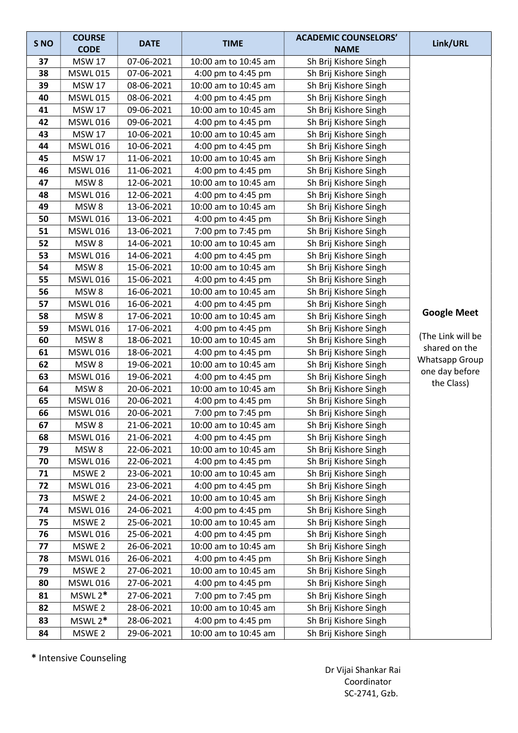| S NO | COURSE CODE | DATE | TIME | ACADEMIC COUNSELORS' NAME | Link/URL |
|---|---|---|---|---|---|
| 37 | MSW 17 | 07-06-2021 | 10:00 am to 10:45 am | Sh Brij Kishore Singh | **Google Meet** (The Link will be shared on the Whatsapp Group one day before the Class) |
| 38 | MSWL 015 | 07-06-2021 | 4:00 pm to 4:45 pm | Sh Brij Kishore Singh | |
| 39 | MSW 17 | 08-06-2021 | 10:00 am to 10:45 am | Sh Brij Kishore Singh | |
| 40 | MSWL 015 | 08-06-2021 | 4:00 pm to 4:45 pm | Sh Brij Kishore Singh | |
| 41 | MSW 17 | 09-06-2021 | 10:00 am to 10:45 am | Sh Brij Kishore Singh | |
| 42 | MSWL 016 | 09-06-2021 | 4:00 pm to 4:45 pm | Sh Brij Kishore Singh | |
| 43 | MSW 17 | 10-06-2021 | 10:00 am to 10:45 am | Sh Brij Kishore Singh | |
| 44 | MSWL 016 | 10-06-2021 | 4:00 pm to 4:45 pm | Sh Brij Kishore Singh | |
| 45 | MSW 17 | 11-06-2021 | 10:00 am to 10:45 am | Sh Brij Kishore Singh | |
| 46 | MSWL 016 | 11-06-2021 | 4:00 pm to 4:45 pm | Sh Brij Kishore Singh | |
| 47 | MSW 8 | 12-06-2021 | 10:00 am to 10:45 am | Sh Brij Kishore Singh | |
| 48 | MSWL 016 | 12-06-2021 | 4:00 pm to 4:45 pm | Sh Brij Kishore Singh | |
| 49 | MSW 8 | 13-06-2021 | 10:00 am to 10:45 am | Sh Brij Kishore Singh | |
| 50 | MSWL 016 | 13-06-2021 | 4:00 pm to 4:45 pm | Sh Brij Kishore Singh | |
| 51 | MSWL 016 | 13-06-2021 | 7:00 pm to 7:45 pm | Sh Brij Kishore Singh | |
| 52 | MSW 8 | 14-06-2021 | 10:00 am to 10:45 am | Sh Brij Kishore Singh | |
| 53 | MSWL 016 | 14-06-2021 | 4:00 pm to 4:45 pm | Sh Brij Kishore Singh | |
| 54 | MSW 8 | 15-06-2021 | 10:00 am to 10:45 am | Sh Brij Kishore Singh | |
| 55 | MSWL 016 | 15-06-2021 | 4:00 pm to 4:45 pm | Sh Brij Kishore Singh | |
| 56 | MSW 8 | 16-06-2021 | 10:00 am to 10:45 am | Sh Brij Kishore Singh | |
| 57 | MSWL 016 | 16-06-2021 | 4:00 pm to 4:45 pm | Sh Brij Kishore Singh | |
| 58 | MSW 8 | 17-06-2021 | 10:00 am to 10:45 am | Sh Brij Kishore Singh | |
| 59 | MSWL 016 | 17-06-2021 | 4:00 pm to 4:45 pm | Sh Brij Kishore Singh | |
| 60 | MSW 8 | 18-06-2021 | 10:00 am to 10:45 am | Sh Brij Kishore Singh | |
| 61 | MSWL 016 | 18-06-2021 | 4:00 pm to 4:45 pm | Sh Brij Kishore Singh | |
| 62 | MSW 8 | 19-06-2021 | 10:00 am to 10:45 am | Sh Brij Kishore Singh | |
| 63 | MSWL 016 | 19-06-2021 | 4:00 pm to 4:45 pm | Sh Brij Kishore Singh | |
| 64 | MSW 8 | 20-06-2021 | 10:00 am to 10:45 am | Sh Brij Kishore Singh | |
| 65 | MSWL 016 | 20-06-2021 | 4:00 pm to 4:45 pm | Sh Brij Kishore Singh | |
| 66 | MSWL 016 | 20-06-2021 | 7:00 pm to 7:45 pm | Sh Brij Kishore Singh | |
| 67 | MSW 8 | 21-06-2021 | 10:00 am to 10:45 am | Sh Brij Kishore Singh | |
| 68 | MSWL 016 | 21-06-2021 | 4:00 pm to 4:45 pm | Sh Brij Kishore Singh | |
| 79 | MSW 8 | 22-06-2021 | 10:00 am to 10:45 am | Sh Brij Kishore Singh | |
| 70 | MSWL 016 | 22-06-2021 | 4:00 pm to 4:45 pm | Sh Brij Kishore Singh | |
| 71 | MSWE 2 | 23-06-2021 | 10:00 am to 10:45 am | Sh Brij Kishore Singh | |
| 72 | MSWL 016 | 23-06-2021 | 4:00 pm to 4:45 pm | Sh Brij Kishore Singh | |
| 73 | MSWE 2 | 24-06-2021 | 10:00 am to 10:45 am | Sh Brij Kishore Singh | |
| 74 | MSWL 016 | 24-06-2021 | 4:00 pm to 4:45 pm | Sh Brij Kishore Singh | |
| 75 | MSWE 2 | 25-06-2021 | 10:00 am to 10:45 am | Sh Brij Kishore Singh | |
| 76 | MSWL 016 | 25-06-2021 | 4:00 pm to 4:45 pm | Sh Brij Kishore Singh | |
| 77 | MSWE 2 | 26-06-2021 | 10:00 am to 10:45 am | Sh Brij Kishore Singh | |
| 78 | MSWL 016 | 26-06-2021 | 4:00 pm to 4:45 pm | Sh Brij Kishore Singh | |
| 79 | MSWE 2 | 27-06-2021 | 10:00 am to 10:45 am | Sh Brij Kishore Singh | |
| 80 | MSWL 016 | 27-06-2021 | 4:00 pm to 4:45 pm | Sh Brij Kishore Singh | |
| 81 | MSWL 2* | 27-06-2021 | 7:00 pm to 7:45 pm | Sh Brij Kishore Singh | |
| 82 | MSWE 2 | 28-06-2021 | 10:00 am to 10:45 am | Sh Brij Kishore Singh | |
| 83 | MSWL 2* | 28-06-2021 | 4:00 pm to 4:45 pm | Sh Brij Kishore Singh | |
| 84 | MSWE 2 | 29-06-2021 | 10:00 am to 10:45 am | Sh Brij Kishore Singh | |

**\*** Intensive Counseling

Dr Vijai Shankar Rai  
Coordinator  
SC-2741, Gzb.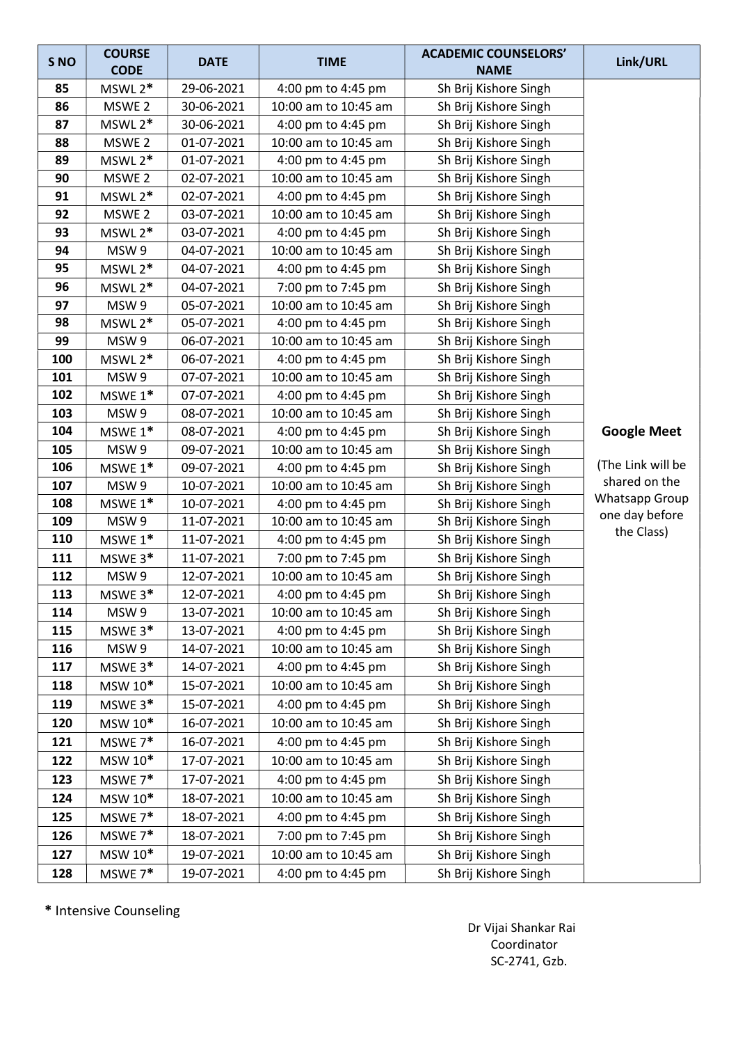| S NO | COURSE CODE | DATE | TIME | ACADEMIC COUNSELORS' NAME | Link/URL |
|---|---|---|---|---|---|
| 85 | MSWL 2* | 29-06-2021 | 4:00 pm to 4:45 pm | Sh Brij Kishore Singh | **Google Meet** (The Link will be shared on the Whatsapp Group one day before the Class) |
| 86 | MSWE 2 | 30-06-2021 | 10:00 am to 10:45 am | Sh Brij Kishore Singh | |
| 87 | MSWL 2* | 30-06-2021 | 4:00 pm to 4:45 pm | Sh Brij Kishore Singh | |
| 88 | MSWE 2 | 01-07-2021 | 10:00 am to 10:45 am | Sh Brij Kishore Singh | |
| 89 | MSWL 2* | 01-07-2021 | 4:00 pm to 4:45 pm | Sh Brij Kishore Singh | |
| 90 | MSWE 2 | 02-07-2021 | 10:00 am to 10:45 am | Sh Brij Kishore Singh | |
| 91 | MSWL 2* | 02-07-2021 | 4:00 pm to 4:45 pm | Sh Brij Kishore Singh | |
| 92 | MSWE 2 | 03-07-2021 | 10:00 am to 10:45 am | Sh Brij Kishore Singh | |
| 93 | MSWL 2* | 03-07-2021 | 4:00 pm to 4:45 pm | Sh Brij Kishore Singh | |
| 94 | MSW 9 | 04-07-2021 | 10:00 am to 10:45 am | Sh Brij Kishore Singh | |
| 95 | MSWL 2* | 04-07-2021 | 4:00 pm to 4:45 pm | Sh Brij Kishore Singh | |
| 96 | MSWL 2* | 04-07-2021 | 7:00 pm to 7:45 pm | Sh Brij Kishore Singh | |
| 97 | MSW 9 | 05-07-2021 | 10:00 am to 10:45 am | Sh Brij Kishore Singh | |
| 98 | MSWL 2* | 05-07-2021 | 4:00 pm to 4:45 pm | Sh Brij Kishore Singh | |
| 99 | MSW 9 | 06-07-2021 | 10:00 am to 10:45 am | Sh Brij Kishore Singh | |
| 100 | MSWL 2* | 06-07-2021 | 4:00 pm to 4:45 pm | Sh Brij Kishore Singh | |
| 101 | MSW 9 | 07-07-2021 | 10:00 am to 10:45 am | Sh Brij Kishore Singh | |
| 102 | MSWE 1* | 07-07-2021 | 4:00 pm to 4:45 pm | Sh Brij Kishore Singh | |
| 103 | MSW 9 | 08-07-2021 | 10:00 am to 10:45 am | Sh Brij Kishore Singh | |
| 104 | MSWE 1* | 08-07-2021 | 4:00 pm to 4:45 pm | Sh Brij Kishore Singh | |
| 105 | MSW 9 | 09-07-2021 | 10:00 am to 10:45 am | Sh Brij Kishore Singh | |
| 106 | MSWE 1* | 09-07-2021 | 4:00 pm to 4:45 pm | Sh Brij Kishore Singh | |
| 107 | MSW 9 | 10-07-2021 | 10:00 am to 10:45 am | Sh Brij Kishore Singh | |
| 108 | MSWE 1* | 10-07-2021 | 4:00 pm to 4:45 pm | Sh Brij Kishore Singh | |
| 109 | MSW 9 | 11-07-2021 | 10:00 am to 10:45 am | Sh Brij Kishore Singh | |
| 110 | MSWE 1* | 11-07-2021 | 4:00 pm to 4:45 pm | Sh Brij Kishore Singh | |
| 111 | MSWE 3* | 11-07-2021 | 7:00 pm to 7:45 pm | Sh Brij Kishore Singh | |
| 112 | MSW 9 | 12-07-2021 | 10:00 am to 10:45 am | Sh Brij Kishore Singh | |
| 113 | MSWE 3* | 12-07-2021 | 4:00 pm to 4:45 pm | Sh Brij Kishore Singh | |
| 114 | MSW 9 | 13-07-2021 | 10:00 am to 10:45 am | Sh Brij Kishore Singh | |
| 115 | MSWE 3* | 13-07-2021 | 4:00 pm to 4:45 pm | Sh Brij Kishore Singh | |
| 116 | MSW 9 | 14-07-2021 | 10:00 am to 10:45 am | Sh Brij Kishore Singh | |
| 117 | MSWE 3* | 14-07-2021 | 4:00 pm to 4:45 pm | Sh Brij Kishore Singh | |
| 118 | MSW 10* | 15-07-2021 | 10:00 am to 10:45 am | Sh Brij Kishore Singh | |
| 119 | MSWE 3* | 15-07-2021 | 4:00 pm to 4:45 pm | Sh Brij Kishore Singh | |
| 120 | MSW 10* | 16-07-2021 | 10:00 am to 10:45 am | Sh Brij Kishore Singh | |
| 121 | MSWE 7* | 16-07-2021 | 4:00 pm to 4:45 pm | Sh Brij Kishore Singh | |
| 122 | MSW 10* | 17-07-2021 | 10:00 am to 10:45 am | Sh Brij Kishore Singh | |
| 123 | MSWE 7* | 17-07-2021 | 4:00 pm to 4:45 pm | Sh Brij Kishore Singh | |
| 124 | MSW 10* | 18-07-2021 | 10:00 am to 10:45 am | Sh Brij Kishore Singh | |
| 125 | MSWE 7* | 18-07-2021 | 4:00 pm to 4:45 pm | Sh Brij Kishore Singh | |
| 126 | MSWE 7* | 18-07-2021 | 7:00 pm to 7:45 pm | Sh Brij Kishore Singh | |
| 127 | MSW 10* | 19-07-2021 | 10:00 am to 10:45 am | Sh Brij Kishore Singh | |
| 128 | MSWE 7* | 19-07-2021 | 4:00 pm to 4:45 pm | Sh Brij Kishore Singh | |

**\*** Intensive Counseling

Dr Vijai Shankar Rai
Coordinator
SC-2741, Gzb.